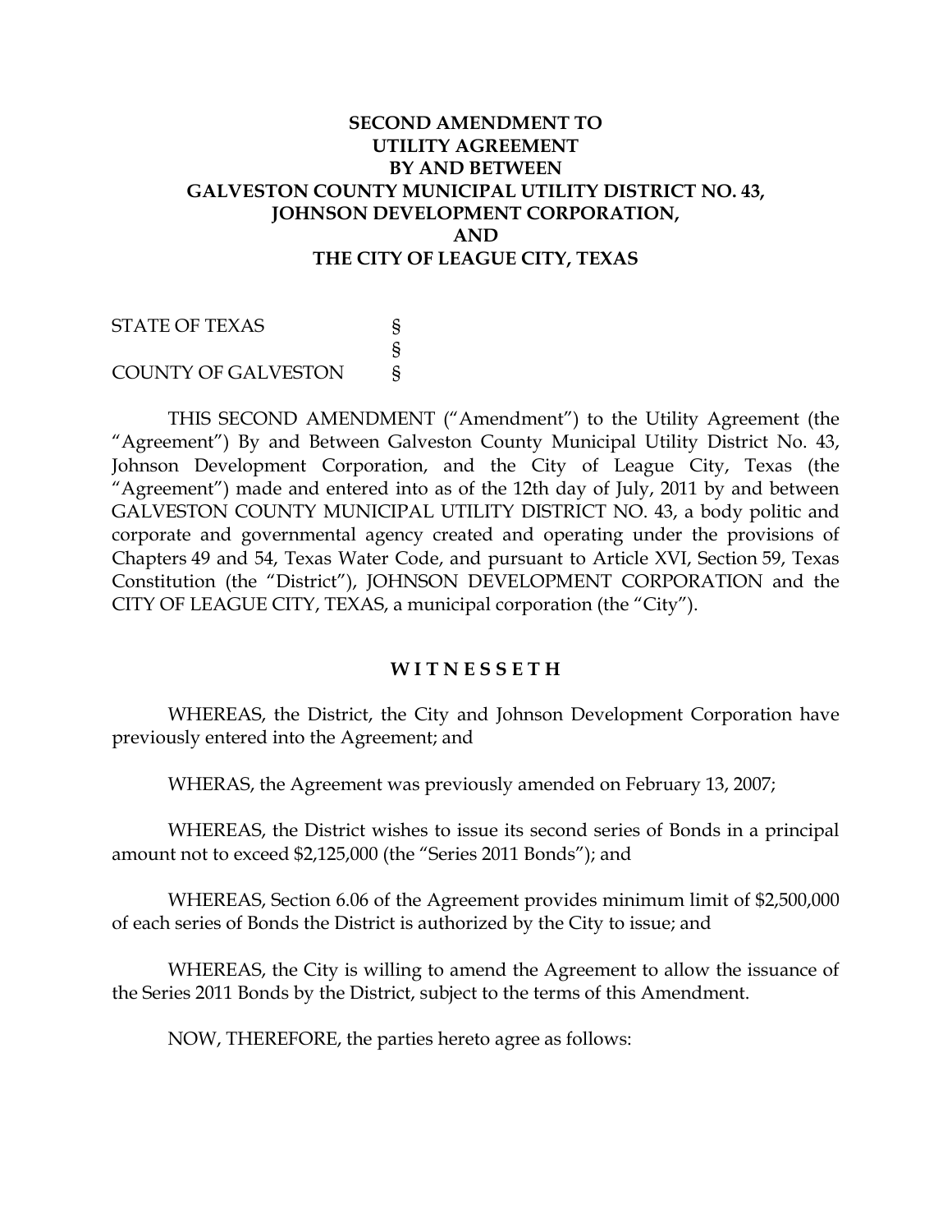# SECOND AMENDMENT TO UTILITY AGREEMENT BY AND BETWEEN GALVESTON COUNTY MUNICIPAL UTILITY DISTRICT NO. 43, JOHNSON DEVELOPMENT CORPORATION, AND THE CITY OF LEAGUE CITY, TEXAS

STATE OF TEXAS §
§
COUNTY OF GALVESTON §

THIS SECOND AMENDMENT ("Amendment") to the Utility Agreement (the "Agreement") By and Between Galveston County Municipal Utility District No. 43, Johnson Development Corporation, and the City of League City, Texas (the "Agreement") made and entered into as of the 12th day of July, 2011 by and between GALVESTON COUNTY MUNICIPAL UTILITY DISTRICT NO. 43, a body politic and corporate and governmental agency created and operating under the provisions of Chapters 49 and 54, Texas Water Code, and pursuant to Article XVI, Section 59, Texas Constitution (the "District"), JOHNSON DEVELOPMENT CORPORATION and the CITY OF LEAGUE CITY, TEXAS, a municipal corporation (the "City").

**W I T N E S S E T H**

WHEREAS, the District, the City and Johnson Development Corporation have previously entered into the Agreement; and

WHERAS, the Agreement was previously amended on February 13, 2007;

WHEREAS, the District wishes to issue its second series of Bonds in a principal amount not to exceed $2,125,000 (the "Series 2011 Bonds"); and

WHEREAS, Section 6.06 of the Agreement provides minimum limit of $2,500,000 of each series of Bonds the District is authorized by the City to issue; and

WHEREAS, the City is willing to amend the Agreement to allow the issuance of the Series 2011 Bonds by the District, subject to the terms of this Amendment.

NOW, THEREFORE, the parties hereto agree as follows: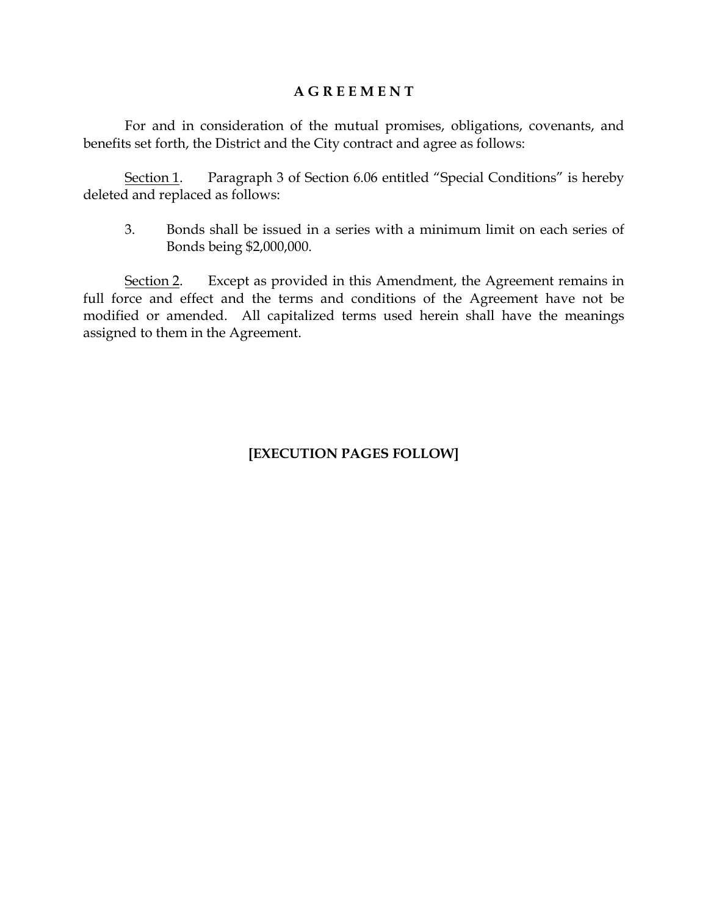# A G R E E M E N T

For and in consideration of the mutual promises, obligations, covenants, and benefits set forth, the District and the City contract and agree as follows:

Section 1. Paragraph 3 of Section 6.06 entitled "Special Conditions" is hereby deleted and replaced as follows:

3. Bonds shall be issued in a series with a minimum limit on each series of Bonds being $2,000,000.

Section 2. Except as provided in this Amendment, the Agreement remains in full force and effect and the terms and conditions of the Agreement have not be modified or amended. All capitalized terms used herein shall have the meanings assigned to them in the Agreement.

**[EXECUTION PAGES FOLLOW]**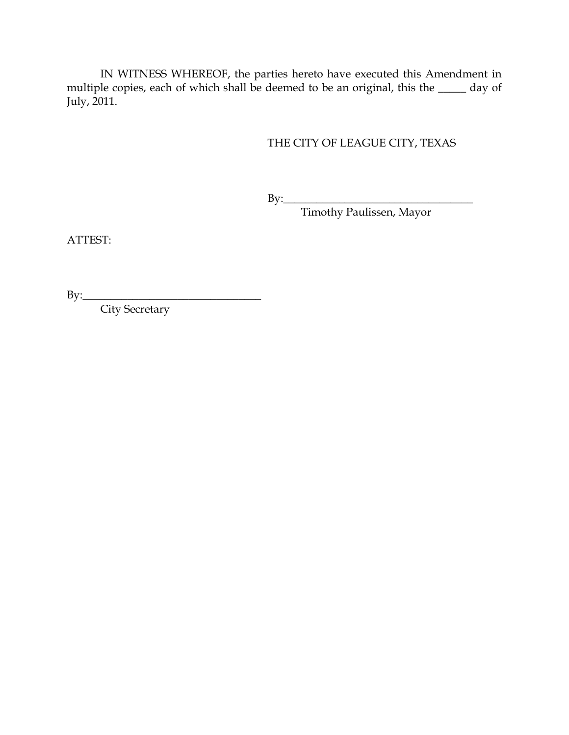IN WITNESS WHEREOF, the parties hereto have executed this Amendment in multiple copies, each of which shall be deemed to be an original, this the _____ day of July, 2011.

THE CITY OF LEAGUE CITY, TEXAS

By:___________________________________
Timothy Paulissen, Mayor

ATTEST:

By:________________________________
City Secretary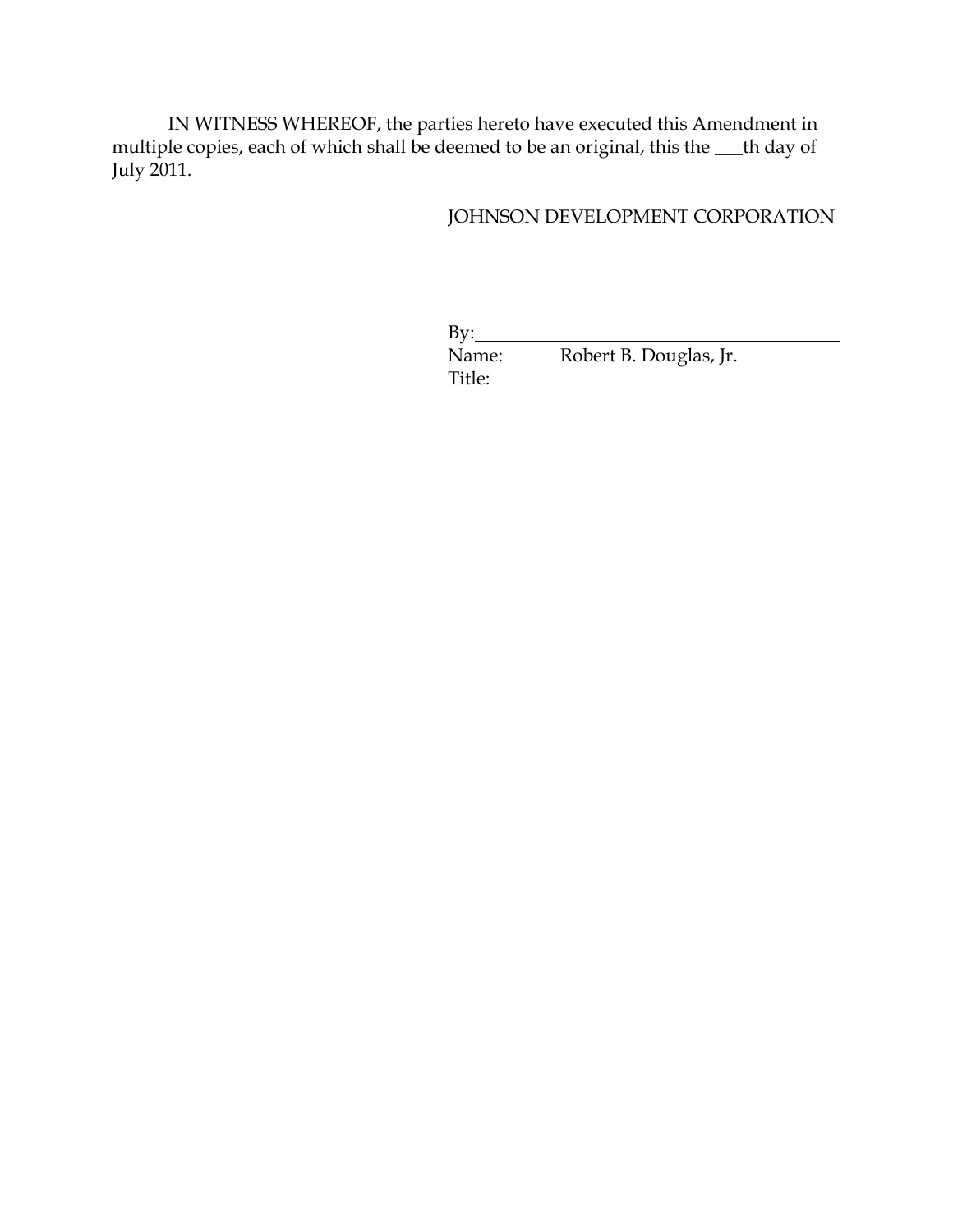IN WITNESS WHEREOF, the parties hereto have executed this Amendment in multiple copies, each of which shall be deemed to be an original, this the ___th day of July 2011.

JOHNSON DEVELOPMENT CORPORATION

By:________________________________________
Name: Robert B. Douglas, Jr.
Title: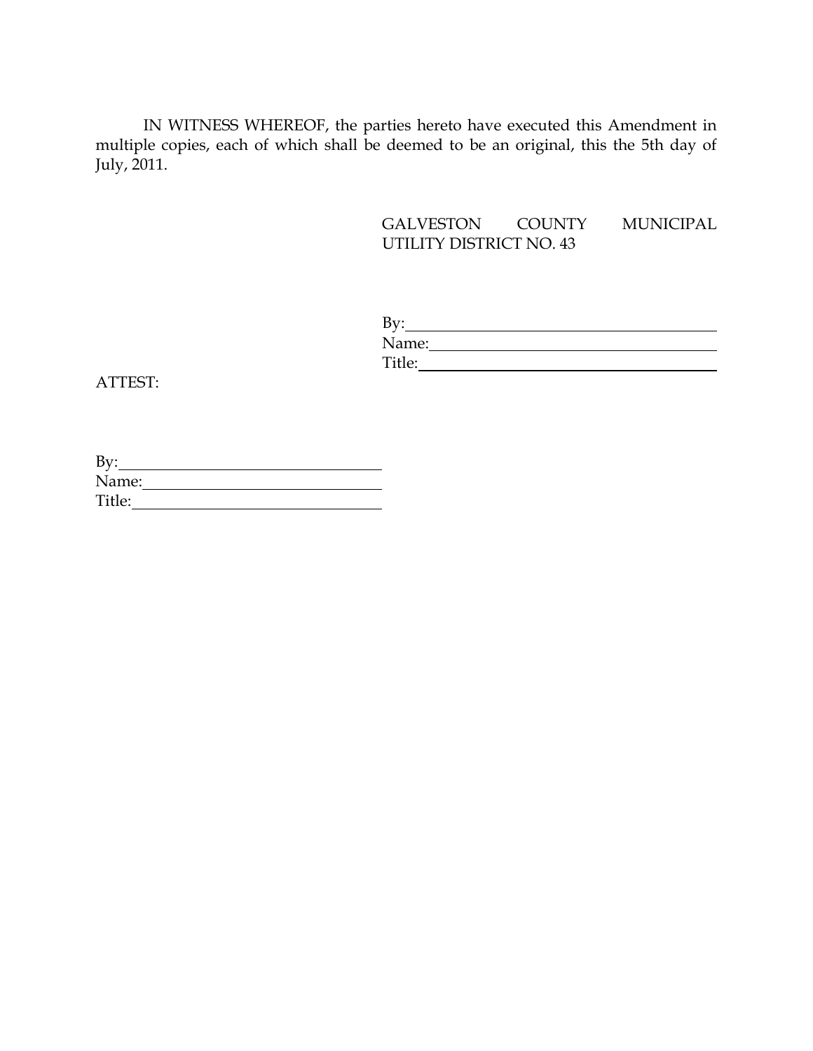IN WITNESS WHEREOF, the parties hereto have executed this Amendment in multiple copies, each of which shall be deemed to be an original, this the 5th day of July, 2011.

GALVESTON COUNTY MUNICIPAL UTILITY DISTRICT NO. 43

By:\_\_\_\_\_\_\_\_\_\_\_\_\_\_\_\_\_\_\_\_\_\_\_\_\_\_\_\_\_\_\_\_\_\_\_\_\_\_\_\_
Name:\_\_\_\_\_\_\_\_\_\_\_\_\_\_\_\_\_\_\_\_\_\_\_\_\_\_\_\_\_\_\_\_\_\_\_\_\_
Title:\_\_\_\_\_\_\_\_\_\_\_\_\_\_\_\_\_\_\_\_\_\_\_\_\_\_\_\_\_\_\_\_\_\_\_\_\_\_

ATTEST:

By:\_\_\_\_\_\_\_\_\_\_\_\_\_\_\_\_\_\_\_\_\_\_\_\_\_\_\_\_\_\_\_\_
Name:\_\_\_\_\_\_\_\_\_\_\_\_\_\_\_\_\_\_\_\_\_\_\_\_\_\_\_\_\_
Title:\_\_\_\_\_\_\_\_\_\_\_\_\_\_\_\_\_\_\_\_\_\_\_\_\_\_\_\_\_\_